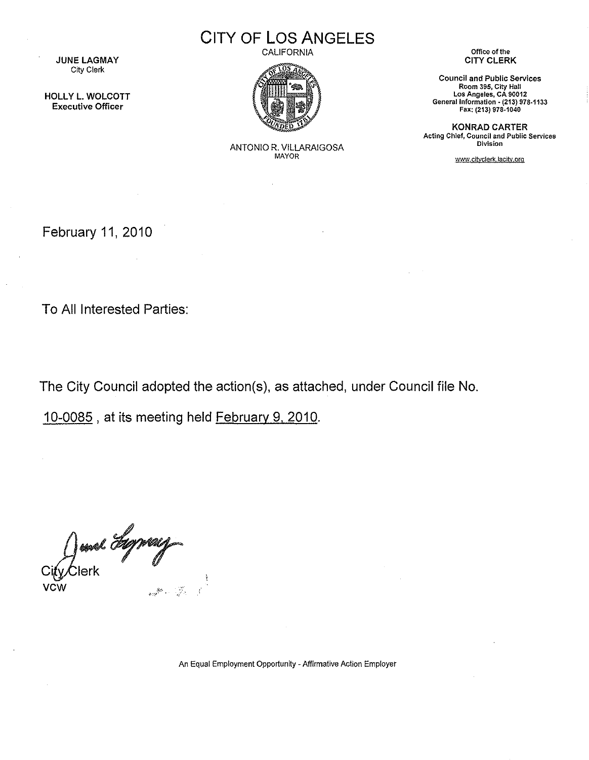# CITY OF LOS ANGELES

CALIFORNIA

**JUNE LAGMAY**
City Clerk

**HOLLY L. WOLCOTT**
Executive Officer

ANTONIO R. VILLARAIGOSA
MAYOR

Office of the
**CITY CLERK**

**Council and Public Services**
Room 395, City Hall
Los Angeles, CA 90012
General Information - (213) 978-1133
Fax: (213) 978-1040

**KONRAD CARTER**
Acting Chief, Council and Public Services Division

www.cityclerk.lacity.org

February 11, 2010

To All Interested Parties:

The City Council adopted the action(s), as attached, under Council file No. 10-0085 , at its meeting held February 9, 2010.

City Clerk
vcw

An Equal Employment Opportunity - Affirmative Action Employer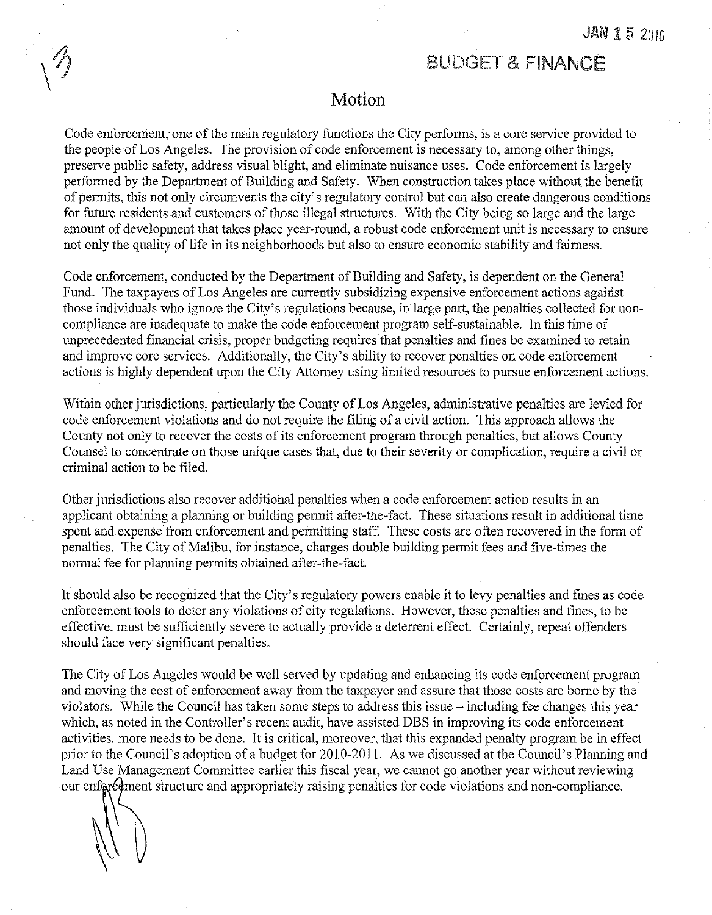JAN 15 2010

BUDGET & FINANCE

# Motion

Code enforcement, one of the main regulatory functions the City performs, is a core service provided to the people of Los Angeles. The provision of code enforcement is necessary to, among other things, preserve public safety, address visual blight, and eliminate nuisance uses. Code enforcement is largely performed by the Department of Building and Safety. When construction takes place without the benefit of permits, this not only circumvents the city's regulatory control but can also create dangerous conditions for future residents and customers of those illegal structures. With the City being so large and the large amount of development that takes place year-round, a robust code enforcement unit is necessary to ensure not only the quality of life in its neighborhoods but also to ensure economic stability and fairness.

Code enforcement, conducted by the Department of Building and Safety, is dependent on the General Fund. The taxpayers of Los Angeles are currently subsidizing expensive enforcement actions against those individuals who ignore the City's regulations because, in large part, the penalties collected for non-compliance are inadequate to make the code enforcement program self-sustainable. In this time of unprecedented financial crisis, proper budgeting requires that penalties and fines be examined to retain and improve core services. Additionally, the City's ability to recover penalties on code enforcement actions is highly dependent upon the City Attorney using limited resources to pursue enforcement actions.

Within other jurisdictions, particularly the County of Los Angeles, administrative penalties are levied for code enforcement violations and do not require the filing of a civil action. This approach allows the County not only to recover the costs of its enforcement program through penalties, but allows County Counsel to concentrate on those unique cases that, due to their severity or complication, require a civil or criminal action to be filed.

Other jurisdictions also recover additional penalties when a code enforcement action results in an applicant obtaining a planning or building permit after-the-fact. These situations result in additional time spent and expense from enforcement and permitting staff. These costs are often recovered in the form of penalties. The City of Malibu, for instance, charges double building permit fees and five-times the normal fee for planning permits obtained after-the-fact.

It should also be recognized that the City's regulatory powers enable it to levy penalties and fines as code enforcement tools to deter any violations of city regulations. However, these penalties and fines, to be effective, must be sufficiently severe to actually provide a deterrent effect. Certainly, repeat offenders should face very significant penalties.

The City of Los Angeles would be well served by updating and enhancing its code enforcement program and moving the cost of enforcement away from the taxpayer and assure that those costs are borne by the violators. While the Council has taken some steps to address this issue – including fee changes this year which, as noted in the Controller's recent audit, have assisted DBS in improving its code enforcement activities, more needs to be done. It is critical, moreover, that this expanded penalty program be in effect prior to the Council's adoption of a budget for 2010-2011. As we discussed at the Council's Planning and Land Use Management Committee earlier this fiscal year, we cannot go another year without reviewing our enforcement structure and appropriately raising penalties for code violations and non-compliance.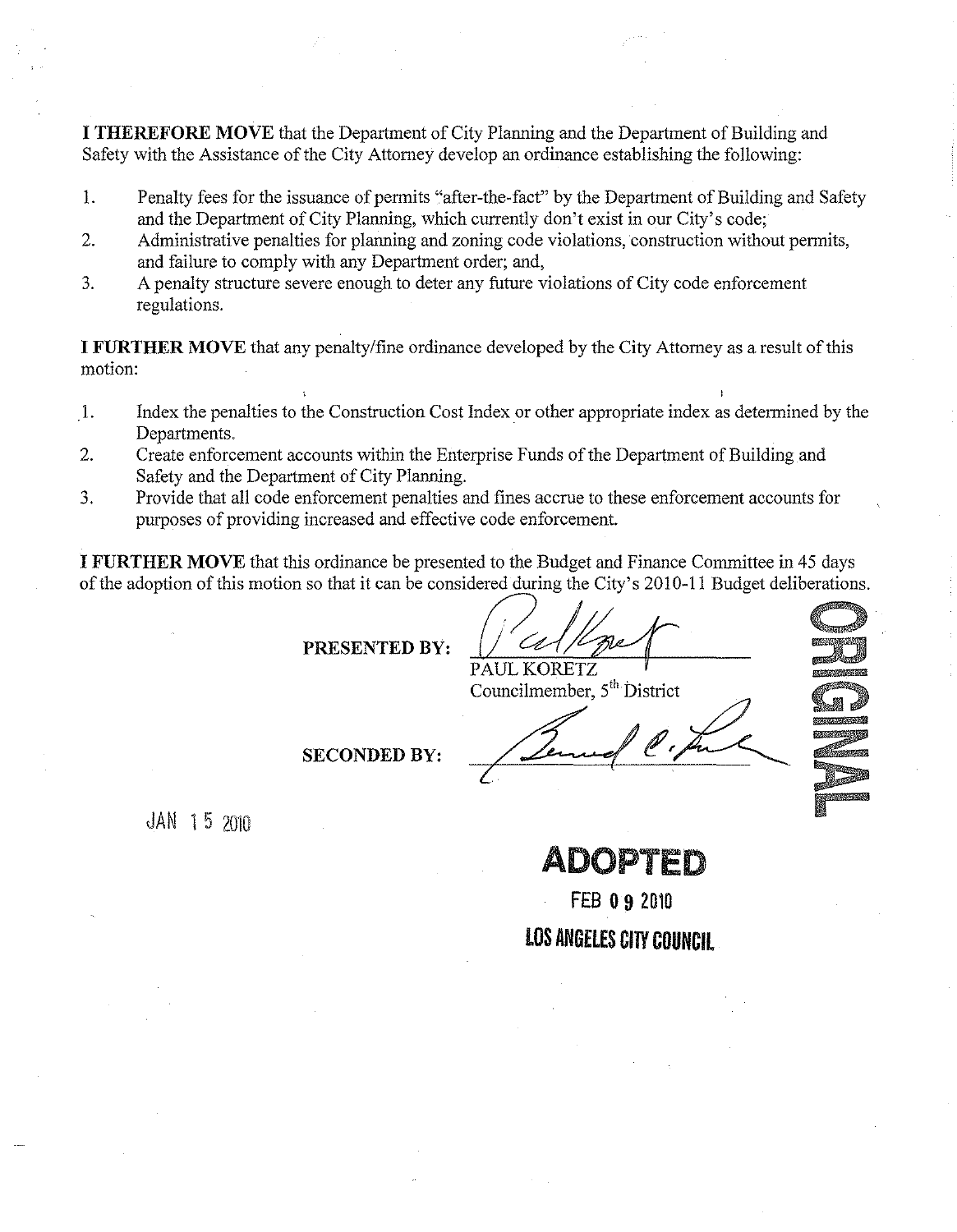**I THEREFORE MOVE** that the Department of City Planning and the Department of Building and Safety with the Assistance of the City Attorney develop an ordinance establishing the following:

1. Penalty fees for the issuance of permits "after-the-fact" by the Department of Building and Safety and the Department of City Planning, which currently don't exist in our City's code;
2. Administrative penalties for planning and zoning code violations, construction without permits, and failure to comply with any Department order; and,
3. A penalty structure severe enough to deter any future violations of City code enforcement regulations.

**I FURTHER MOVE** that any penalty/fine ordinance developed by the City Attorney as a result of this motion:

1. Index the penalties to the Construction Cost Index or other appropriate index as determined by the Departments.
2. Create enforcement accounts within the Enterprise Funds of the Department of Building and Safety and the Department of City Planning.
3. Provide that all code enforcement penalties and fines accrue to these enforcement accounts for purposes of providing increased and effective code enforcement.

**I FURTHER MOVE** that this ordinance be presented to the Budget and Finance Committee in 45 days of the adoption of this motion so that it can be considered during the City's 2010-11 Budget deliberations.

**PRESENTED BY:** PAUL KORETZ
Councilmember, 5th District

**SECONDED BY:**

JAN 15 2010

ORIGINAL

**ADOPTED**

FEB 09 2010

**LOS ANGELES CITY COUNCIL**